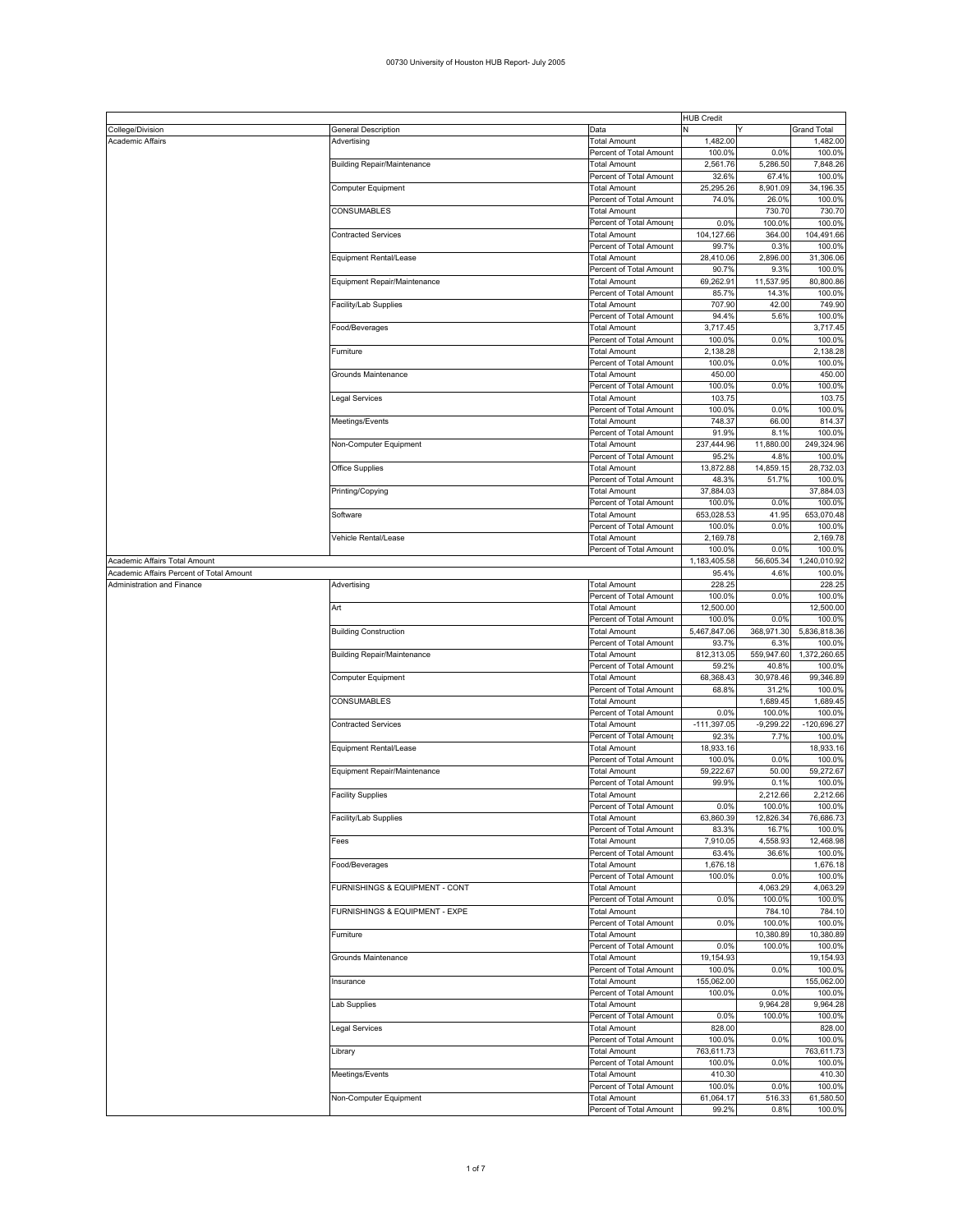# 00730 University of Houston HUB Report- July 2005

| | | | HUB Credit | | |
|---|---|---|---|---|---|
| College/Division | General Description | Data | N | Y | Grand Total |
| Academic Affairs | Advertising | Total Amount | 1,482.00 | | 1,482.00 |
| | | Percent of Total Amount | 100.0% | 0.0% | 100.0% |
| | Building Repair/Maintenance | Total Amount | 2,561.76 | 5,286.50 | 7,848.26 |
| | | Percent of Total Amount | 32.6% | 67.4% | 100.0% |
| | Computer Equipment | Total Amount | 25,295.26 | 8,901.09 | 34,196.35 |
| | | Percent of Total Amount | 74.0% | 26.0% | 100.0% |
| | CONSUMABLES | Total Amount | | 730.70 | 730.70 |
| | | Percent of Total Amount | 0.0% | 100.0% | 100.0% |
| | Contracted Services | Total Amount | 104,127.66 | 364.00 | 104,491.66 |
| | | Percent of Total Amount | 99.7% | 0.3% | 100.0% |
| | Equipment Rental/Lease | Total Amount | 28,410.06 | 2,896.00 | 31,306.06 |
| | | Percent of Total Amount | 90.7% | 9.3% | 100.0% |
| | Equipment Repair/Maintenance | Total Amount | 69,262.91 | 11,537.95 | 80,800.86 |
| | | Percent of Total Amount | 85.7% | 14.3% | 100.0% |
| | Facility/Lab Supplies | Total Amount | 707.90 | 42.00 | 749.90 |
| | | Percent of Total Amount | 94.4% | 5.6% | 100.0% |
| | Food/Beverages | Total Amount | 3,717.45 | | 3,717.45 |
| | | Percent of Total Amount | 100.0% | 0.0% | 100.0% |
| | Furniture | Total Amount | 2,138.28 | | 2,138.28 |
| | | Percent of Total Amount | 100.0% | 0.0% | 100.0% |
| | Grounds Maintenance | Total Amount | 450.00 | | 450.00 |
| | | Percent of Total Amount | 100.0% | 0.0% | 100.0% |
| | Legal Services | Total Amount | 103.75 | | 103.75 |
| | | Percent of Total Amount | 100.0% | 0.0% | 100.0% |
| | Meetings/Events | Total Amount | 748.37 | 66.00 | 814.37 |
| | | Percent of Total Amount | 91.9% | 8.1% | 100.0% |
| | Non-Computer Equipment | Total Amount | 237,444.96 | 11,880.00 | 249,324.96 |
| | | Percent of Total Amount | 95.2% | 4.8% | 100.0% |
| | Office Supplies | Total Amount | 13,872.88 | 14,859.15 | 28,732.03 |
| | | Percent of Total Amount | 48.3% | 51.7% | 100.0% |
| | Printing/Copying | Total Amount | 37,884.03 | | 37,884.03 |
| | | Percent of Total Amount | 100.0% | 0.0% | 100.0% |
| | Software | Total Amount | 653,028.53 | 41.95 | 653,070.48 |
| | | Percent of Total Amount | 100.0% | 0.0% | 100.0% |
| | Vehicle Rental/Lease | Total Amount | 2,169.78 | | 2,169.78 |
| | | Percent of Total Amount | 100.0% | 0.0% | 100.0% |
| Academic Affairs Total Amount | | | 1,183,405.58 | 56,605.34 | 1,240,010.92 |
| Academic Affairs Percent of Total Amount | | | 95.4% | 4.6% | 100.0% |
| Administration and Finance | Advertising | Total Amount | 228.25 | | 228.25 |
| | | Percent of Total Amount | 100.0% | 0.0% | 100.0% |
| | Art | Total Amount | 12,500.00 | | 12,500.00 |
| | | Percent of Total Amount | 100.0% | 0.0% | 100.0% |
| | Building Construction | Total Amount | 5,467,847.06 | 368,971.30 | 5,836,818.36 |
| | | Percent of Total Amount | 93.7% | 6.3% | 100.0% |
| | Building Repair/Maintenance | Total Amount | 812,313.05 | 559,947.60 | 1,372,260.65 |
| | | Percent of Total Amount | 59.2% | 40.8% | 100.0% |
| | Computer Equipment | Total Amount | 68,368.43 | 30,978.46 | 99,346.89 |
| | | Percent of Total Amount | 68.8% | 31.2% | 100.0% |
| | CONSUMABLES | Total Amount | | 1,689.45 | 1,689.45 |
| | | Percent of Total Amount | 0.0% | 100.0% | 100.0% |
| | Contracted Services | Total Amount | -111,397.05 | -9,299.22 | -120,696.27 |
| | | Percent of Total Amount | 92.3% | 7.7% | 100.0% |
| | Equipment Rental/Lease | Total Amount | 18,933.16 | | 18,933.16 |
| | | Percent of Total Amount | 100.0% | 0.0% | 100.0% |
| | Equipment Repair/Maintenance | Total Amount | 59,222.67 | 50.00 | 59,272.67 |
| | | Percent of Total Amount | 99.9% | 0.1% | 100.0% |
| | Facility Supplies | Total Amount | | 2,212.66 | 2,212.66 |
| | | Percent of Total Amount | 0.0% | 100.0% | 100.0% |
| | Facility/Lab Supplies | Total Amount | 63,860.39 | 12,826.34 | 76,686.73 |
| | | Percent of Total Amount | 83.3% | 16.7% | 100.0% |
| | Fees | Total Amount | 7,910.05 | 4,558.93 | 12,468.98 |
| | | Percent of Total Amount | 63.4% | 36.6% | 100.0% |
| | Food/Beverages | Total Amount | 1,676.18 | | 1,676.18 |
| | | Percent of Total Amount | 100.0% | 0.0% | 100.0% |
| | FURNISHINGS & EQUIPMENT - CONT | Total Amount | | 4,063.29 | 4,063.29 |
| | | Percent of Total Amount | 0.0% | 100.0% | 100.0% |
| | FURNISHINGS & EQUIPMENT - EXPE | Total Amount | | 784.10 | 784.10 |
| | | Percent of Total Amount | 0.0% | 100.0% | 100.0% |
| | Furniture | Total Amount | | 10,380.89 | 10,380.89 |
| | | Percent of Total Amount | 0.0% | 100.0% | 100.0% |
| | Grounds Maintenance | Total Amount | 19,154.93 | | 19,154.93 |
| | | Percent of Total Amount | 100.0% | 0.0% | 100.0% |
| | Insurance | Total Amount | 155,062.00 | | 155,062.00 |
| | | Percent of Total Amount | 100.0% | 0.0% | 100.0% |
| | Lab Supplies | Total Amount | | 9,964.28 | 9,964.28 |
| | | Percent of Total Amount | 0.0% | 100.0% | 100.0% |
| | Legal Services | Total Amount | 828.00 | | 828.00 |
| | | Percent of Total Amount | 100.0% | 0.0% | 100.0% |
| | Library | Total Amount | 763,611.73 | | 763,611.73 |
| | | Percent of Total Amount | 100.0% | 0.0% | 100.0% |
| | Meetings/Events | Total Amount | 410.30 | | 410.30 |
| | | Percent of Total Amount | 100.0% | 0.0% | 100.0% |
| | Non-Computer Equipment | Total Amount | 61,064.17 | 516.33 | 61,580.50 |
| | | Percent of Total Amount | 99.2% | 0.8% | 100.0% |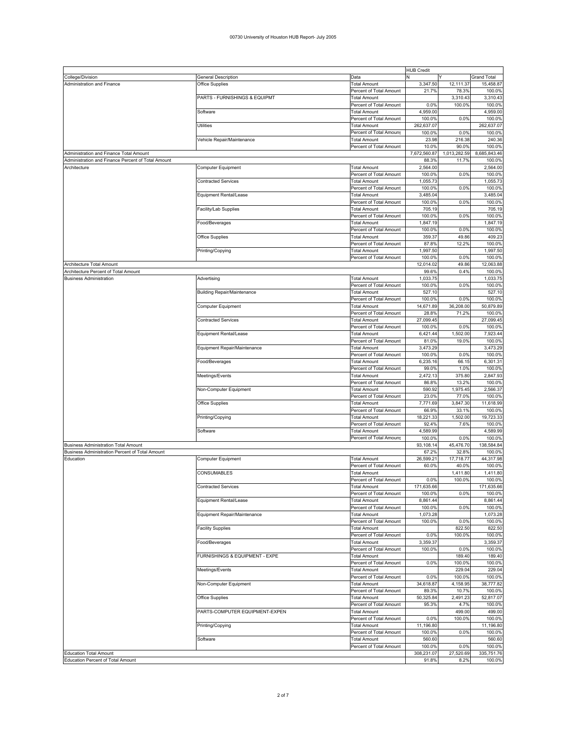# 00730 University of Houston HUB Report- July 2005

| | | | HUB Credit | | |
|---|---|---|---|---|---|
| College/Division | General Description | Data | N | Y | Grand Total |
| Administration and Finance | Office Supplies | Total Amount | 3,347.50 | 12,111.37 | 15,458.87 |
| | | Percent of Total Amount | 21.7% | 78.3% | 100.0% |
| | PARTS - FURNISHINGS & EQUIPMT | Total Amount | | 3,310.43 | 3,310.43 |
| | | Percent of Total Amount | 0.0% | 100.0% | 100.0% |
| | Software | Total Amount | 4,959.00 | | 4,959.00 |
| | | Percent of Total Amount | 100.0% | 0.0% | 100.0% |
| | Utilities | Total Amount | 262,637.07 | | 262,637.07 |
| | | Percent of Total Amount | 100.0% | 0.0% | 100.0% |
| | Vehicle Repair/Maintenance | Total Amount | 23.98 | 216.38 | 240.36 |
| | | Percent of Total Amount | 10.0% | 90.0% | 100.0% |
| Administration and Finance Total Amount | | | 7,672,560.87 | 1,013,282.59 | 8,685,843.46 |
| Administration and Finance Percent of Total Amount | | | 88.3% | 11.7% | 100.0% |
| Architecture | Computer Equipment | Total Amount | 2,564.00 | | 2,564.00 |
| | | Percent of Total Amount | 100.0% | 0.0% | 100.0% |
| | Contracted Services | Total Amount | 1,055.73 | | 1,055.73 |
| | | Percent of Total Amount | 100.0% | 0.0% | 100.0% |
| | Equipment Rental/Lease | Total Amount | 3,485.04 | | 3,485.04 |
| | | Percent of Total Amount | 100.0% | 0.0% | 100.0% |
| | Facility/Lab Supplies | Total Amount | 705.19 | | 705.19 |
| | | Percent of Total Amount | 100.0% | 0.0% | 100.0% |
| | Food/Beverages | Total Amount | 1,847.19 | | 1,847.19 |
| | | Percent of Total Amount | 100.0% | 0.0% | 100.0% |
| | Office Supplies | Total Amount | 359.37 | 49.86 | 409.23 |
| | | Percent of Total Amount | 87.8% | 12.2% | 100.0% |
| | Printing/Copying | Total Amount | 1,997.50 | | 1,997.50 |
| | | Percent of Total Amount | 100.0% | 0.0% | 100.0% |
| Architecture Total Amount | | | 12,014.02 | 49.86 | 12,063.88 |
| Architecture Percent of Total Amount | | | 99.6% | 0.4% | 100.0% |
| Business Administration | Advertising | Total Amount | 1,033.75 | | 1,033.75 |
| | | Percent of Total Amount | 100.0% | 0.0% | 100.0% |
| | Building Repair/Maintenance | Total Amount | 527.10 | | 527.10 |
| | | Percent of Total Amount | 100.0% | 0.0% | 100.0% |
| | Computer Equipment | Total Amount | 14,671.89 | 36,208.00 | 50,879.89 |
| | | Percent of Total Amount | 28.8% | 71.2% | 100.0% |
| | Contracted Services | Total Amount | 27,099.45 | | 27,099.45 |
| | | Percent of Total Amount | 100.0% | 0.0% | 100.0% |
| | Equipment Rental/Lease | Total Amount | 6,421.44 | 1,502.00 | 7,923.44 |
| | | Percent of Total Amount | 81.0% | 19.0% | 100.0% |
| | Equipment Repair/Maintenance | Total Amount | 3,473.29 | | 3,473.29 |
| | | Percent of Total Amount | 100.0% | 0.0% | 100.0% |
| | Food/Beverages | Total Amount | 6,235.16 | 66.15 | 6,301.31 |
| | | Percent of Total Amount | 99.0% | 1.0% | 100.0% |
| | Meetings/Events | Total Amount | 2,472.13 | 375.80 | 2,847.93 |
| | | Percent of Total Amount | 86.8% | 13.2% | 100.0% |
| | Non-Computer Equipment | Total Amount | 590.92 | 1,975.45 | 2,566.37 |
| | | Percent of Total Amount | 23.0% | 77.0% | 100.0% |
| | Office Supplies | Total Amount | 7,771.69 | 3,847.30 | 11,618.99 |
| | | Percent of Total Amount | 66.9% | 33.1% | 100.0% |
| | Printing/Copying | Total Amount | 18,221.33 | 1,502.00 | 19,723.33 |
| | | Percent of Total Amount | 92.4% | 7.6% | 100.0% |
| | Software | Total Amount | 4,589.99 | | 4,589.99 |
| | | Percent of Total Amount | 100.0% | 0.0% | 100.0% |
| Business Administration Total Amount | | | 93,108.14 | 45,476.70 | 138,584.84 |
| Business Administration Percent of Total Amount | | | 67.2% | 32.8% | 100.0% |
| Education | Computer Equipment | Total Amount | 26,599.21 | 17,718.77 | 44,317.98 |
| | | Percent of Total Amount | 60.0% | 40.0% | 100.0% |
| | CONSUMABLES | Total Amount | | 1,411.80 | 1,411.80 |
| | | Percent of Total Amount | 0.0% | 100.0% | 100.0% |
| | Contracted Services | Total Amount | 171,635.66 | | 171,635.66 |
| | | Percent of Total Amount | 100.0% | 0.0% | 100.0% |
| | Equipment Rental/Lease | Total Amount | 8,861.44 | | 8,861.44 |
| | | Percent of Total Amount | 100.0% | 0.0% | 100.0% |
| | Equipment Repair/Maintenance | Total Amount | 1,073.28 | | 1,073.28 |
| | | Percent of Total Amount | 100.0% | 0.0% | 100.0% |
| | Facility Supplies | Total Amount | | 822.50 | 822.50 |
| | | Percent of Total Amount | 0.0% | 100.0% | 100.0% |
| | Food/Beverages | Total Amount | 3,359.37 | | 3,359.37 |
| | | Percent of Total Amount | 100.0% | 0.0% | 100.0% |
| | FURNISHINGS & EQUIPMENT - EXPE | Total Amount | | 189.40 | 189.40 |
| | | Percent of Total Amount | 0.0% | 100.0% | 100.0% |
| | Meetings/Events | Total Amount | | 229.04 | 229.04 |
| | | Percent of Total Amount | 0.0% | 100.0% | 100.0% |
| | Non-Computer Equipment | Total Amount | 34,618.87 | 4,158.95 | 38,777.82 |
| | | Percent of Total Amount | 89.3% | 10.7% | 100.0% |
| | Office Supplies | Total Amount | 50,325.84 | 2,491.23 | 52,817.07 |
| | | Percent of Total Amount | 95.3% | 4.7% | 100.0% |
| | PARTS-COMPUTER EQUIPMENT-EXPEN | Total Amount | | 499.00 | 499.00 |
| | | Percent of Total Amount | 0.0% | 100.0% | 100.0% |
| | Printing/Copying | Total Amount | 11,196.80 | | 11,196.80 |
| | | Percent of Total Amount | 100.0% | 0.0% | 100.0% |
| | Software | Total Amount | 560.60 | | 560.60 |
| | | Percent of Total Amount | 100.0% | 0.0% | 100.0% |
| Education Total Amount | | | 308,231.07 | 27,520.69 | 335,751.76 |
| Education Percent of Total Amount | | | 91.8% | 8.2% | 100.0% |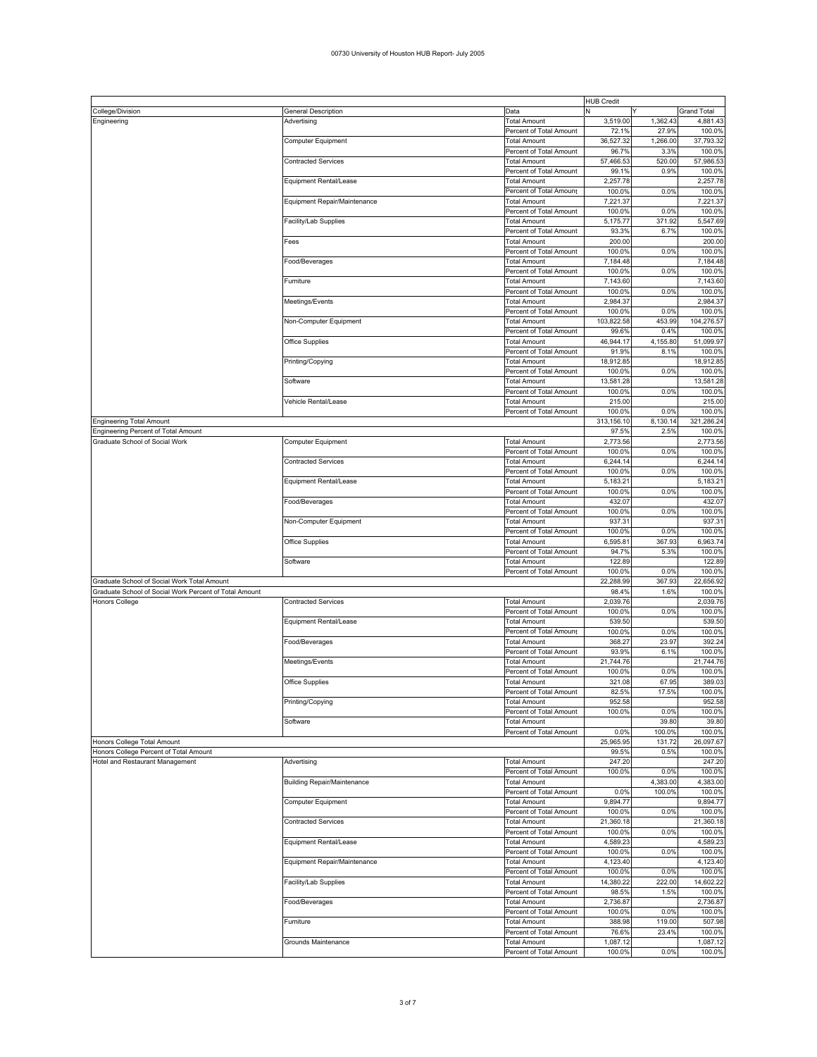# 00730 University of Houston HUB Report- July 2005

| | | | HUB Credit | | |
|---|---|---|---|---|---|
| College/Division | General Description | Data | N | Y | Grand Total |
| Engineering | Advertising | Total Amount | 3,519.00 | 1,362.43 | 4,881.43 |
| | | Percent of Total Amount | 72.1% | 27.9% | 100.0% |
| | Computer Equipment | Total Amount | 36,527.32 | 1,266.00 | 37,793.32 |
| | | Percent of Total Amount | 96.7% | 3.3% | 100.0% |
| | Contracted Services | Total Amount | 57,466.53 | 520.00 | 57,986.53 |
| | | Percent of Total Amount | 99.1% | 0.9% | 100.0% |
| | Equipment Rental/Lease | Total Amount | 2,257.78 | | 2,257.78 |
| | | Percent of Total Amount | 100.0% | 0.0% | 100.0% |
| | Equipment Repair/Maintenance | Total Amount | 7,221.37 | | 7,221.37 |
| | | Percent of Total Amount | 100.0% | 0.0% | 100.0% |
| | Facility/Lab Supplies | Total Amount | 5,175.77 | 371.92 | 5,547.69 |
| | | Percent of Total Amount | 93.3% | 6.7% | 100.0% |
| | Fees | Total Amount | 200.00 | | 200.00 |
| | | Percent of Total Amount | 100.0% | 0.0% | 100.0% |
| | Food/Beverages | Total Amount | 7,184.48 | | 7,184.48 |
| | | Percent of Total Amount | 100.0% | 0.0% | 100.0% |
| | Furniture | Total Amount | 7,143.60 | | 7,143.60 |
| | | Percent of Total Amount | 100.0% | 0.0% | 100.0% |
| | Meetings/Events | Total Amount | 2,984.37 | | 2,984.37 |
| | | Percent of Total Amount | 100.0% | 0.0% | 100.0% |
| | Non-Computer Equipment | Total Amount | 103,822.58 | 453.99 | 104,276.57 |
| | | Percent of Total Amount | 99.6% | 0.4% | 100.0% |
| | Office Supplies | Total Amount | 46,944.17 | 4,155.80 | 51,099.97 |
| | | Percent of Total Amount | 91.9% | 8.1% | 100.0% |
| | Printing/Copying | Total Amount | 18,912.85 | | 18,912.85 |
| | | Percent of Total Amount | 100.0% | 0.0% | 100.0% |
| | Software | Total Amount | 13,581.28 | | 13,581.28 |
| | | Percent of Total Amount | 100.0% | 0.0% | 100.0% |
| | Vehicle Rental/Lease | Total Amount | 215.00 | | 215.00 |
| | | Percent of Total Amount | 100.0% | 0.0% | 100.0% |
| Engineering Total Amount | | | 313,156.10 | 8,130.14 | 321,286.24 |
| Engineering Percent of Total Amount | | | 97.5% | 2.5% | 100.0% |
| Graduate School of Social Work | Computer Equipment | Total Amount | 2,773.56 | | 2,773.56 |
| | | Percent of Total Amount | 100.0% | 0.0% | 100.0% |
| | Contracted Services | Total Amount | 6,244.14 | | 6,244.14 |
| | | Percent of Total Amount | 100.0% | 0.0% | 100.0% |
| | Equipment Rental/Lease | Total Amount | 5,183.21 | | 5,183.21 |
| | | Percent of Total Amount | 100.0% | 0.0% | 100.0% |
| | Food/Beverages | Total Amount | 432.07 | | 432.07 |
| | | Percent of Total Amount | 100.0% | 0.0% | 100.0% |
| | Non-Computer Equipment | Total Amount | 937.31 | | 937.31 |
| | | Percent of Total Amount | 100.0% | 0.0% | 100.0% |
| | Office Supplies | Total Amount | 6,595.81 | 367.93 | 6,963.74 |
| | | Percent of Total Amount | 94.7% | 5.3% | 100.0% |
| | Software | Total Amount | 122.89 | | 122.89 |
| | | Percent of Total Amount | 100.0% | 0.0% | 100.0% |
| Graduate School of Social Work Total Amount | | | 22,288.99 | 367.93 | 22,656.92 |
| Graduate School of Social Work Percent of Total Amount | | | 98.4% | 1.6% | 100.0% |
| Honors College | Contracted Services | Total Amount | 2,039.76 | | 2,039.76 |
| | | Percent of Total Amount | 100.0% | 0.0% | 100.0% |
| | Equipment Rental/Lease | Total Amount | 539.50 | | 539.50 |
| | | Percent of Total Amount | 100.0% | 0.0% | 100.0% |
| | Food/Beverages | Total Amount | 368.27 | 23.97 | 392.24 |
| | | Percent of Total Amount | 93.9% | 6.1% | 100.0% |
| | Meetings/Events | Total Amount | 21,744.76 | | 21,744.76 |
| | | Percent of Total Amount | 100.0% | 0.0% | 100.0% |
| | Office Supplies | Total Amount | 321.08 | 67.95 | 389.03 |
| | | Percent of Total Amount | 82.5% | 17.5% | 100.0% |
| | Printing/Copying | Total Amount | 952.58 | | 952.58 |
| | | Percent of Total Amount | 100.0% | 0.0% | 100.0% |
| | Software | Total Amount | | 39.80 | 39.80 |
| | | Percent of Total Amount | 0.0% | 100.0% | 100.0% |
| Honors College Total Amount | | | 25,965.95 | 131.72 | 26,097.67 |
| Honors College Percent of Total Amount | | | 99.5% | 0.5% | 100.0% |
| Hotel and Restaurant Management | Advertising | Total Amount | 247.20 | | 247.20 |
| | | Percent of Total Amount | 100.0% | 0.0% | 100.0% |
| | Building Repair/Maintenance | Total Amount | | 4,383.00 | 4,383.00 |
| | | Percent of Total Amount | 0.0% | 100.0% | 100.0% |
| | Computer Equipment | Total Amount | 9,894.77 | | 9,894.77 |
| | | Percent of Total Amount | 100.0% | 0.0% | 100.0% |
| | Contracted Services | Total Amount | 21,360.18 | | 21,360.18 |
| | | Percent of Total Amount | 100.0% | 0.0% | 100.0% |
| | Equipment Rental/Lease | Total Amount | 4,589.23 | | 4,589.23 |
| | | Percent of Total Amount | 100.0% | 0.0% | 100.0% |
| | Equipment Repair/Maintenance | Total Amount | 4,123.40 | | 4,123.40 |
| | | Percent of Total Amount | 100.0% | 0.0% | 100.0% |
| | Facility/Lab Supplies | Total Amount | 14,380.22 | 222.00 | 14,602.22 |
| | | Percent of Total Amount | 98.5% | 1.5% | 100.0% |
| | Food/Beverages | Total Amount | 2,736.87 | | 2,736.87 |
| | | Percent of Total Amount | 100.0% | 0.0% | 100.0% |
| | Furniture | Total Amount | 388.98 | 119.00 | 507.98 |
| | | Percent of Total Amount | 76.6% | 23.4% | 100.0% |
| | Grounds Maintenance | Total Amount | 1,087.12 | | 1,087.12 |
| | | Percent of Total Amount | 100.0% | 0.0% | 100.0% |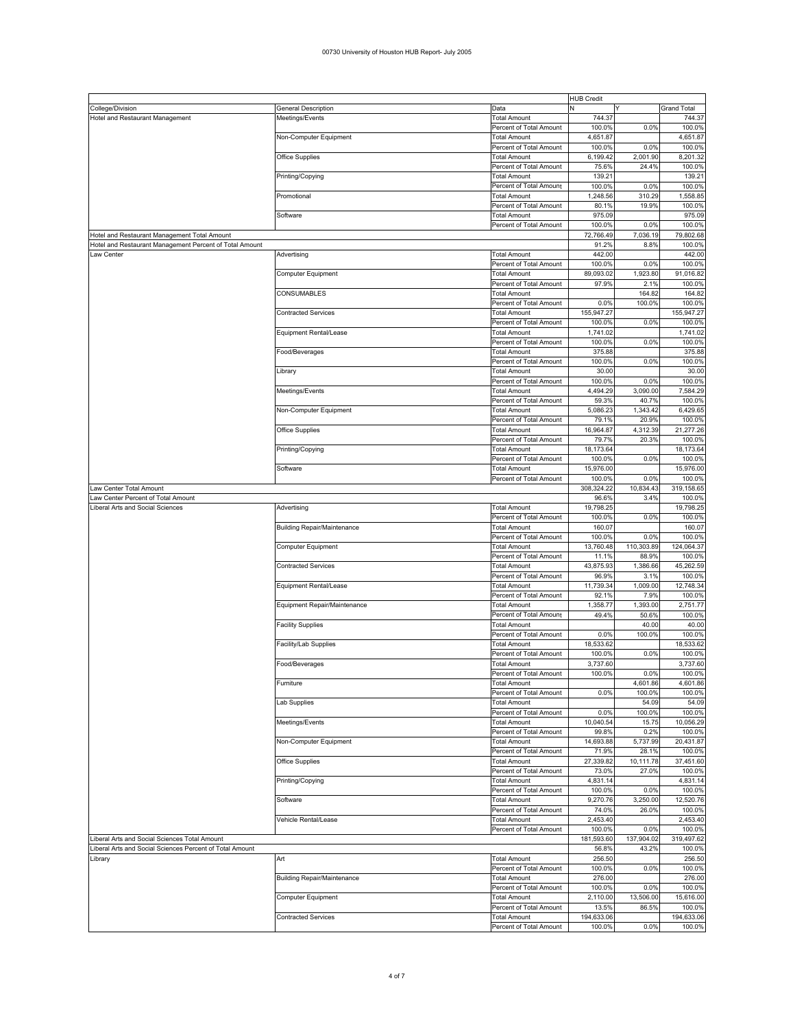00730 University of Houston HUB Report- July 2005

| | | | HUB Credit | | |
|---|---|---|---|---|---|
| College/Division | General Description | Data | N | Y | Grand Total |
| Hotel and Restaurant Management | Meetings/Events | Total Amount | 744.37 | | 744.37 |
| | | Percent of Total Amount | 100.0% | 0.0% | 100.0% |
| | Non-Computer Equipment | Total Amount | 4,651.87 | | 4,651.87 |
| | | Percent of Total Amount | 100.0% | 0.0% | 100.0% |
| | Office Supplies | Total Amount | 6,199.42 | 2,001.90 | 8,201.32 |
| | | Percent of Total Amount | 75.6% | 24.4% | 100.0% |
| | Printing/Copying | Total Amount | 139.21 | | 139.21 |
| | | Percent of Total Amount | 100.0% | 0.0% | 100.0% |
| | Promotional | Total Amount | 1,248.56 | 310.29 | 1,558.85 |
| | | Percent of Total Amount | 80.1% | 19.9% | 100.0% |
| | Software | Total Amount | 975.09 | | 975.09 |
| | | Percent of Total Amount | 100.0% | 0.0% | 100.0% |
| Hotel and Restaurant Management Total Amount | | | 72,766.49 | 7,036.19 | 79,802.68 |
| Hotel and Restaurant Management Percent of Total Amount | | | 91.2% | 8.8% | 100.0% |
| Law Center | Advertising | Total Amount | 442.00 | | 442.00 |
| | | Percent of Total Amount | 100.0% | 0.0% | 100.0% |
| | Computer Equipment | Total Amount | 89,093.02 | 1,923.80 | 91,016.82 |
| | | Percent of Total Amount | 97.9% | 2.1% | 100.0% |
| | CONSUMABLES | Total Amount | | 164.82 | 164.82 |
| | | Percent of Total Amount | 0.0% | 100.0% | 100.0% |
| | Contracted Services | Total Amount | 155,947.27 | | 155,947.27 |
| | | Percent of Total Amount | 100.0% | 0.0% | 100.0% |
| | Equipment Rental/Lease | Total Amount | 1,741.02 | | 1,741.02 |
| | | Percent of Total Amount | 100.0% | 0.0% | 100.0% |
| | Food/Beverages | Total Amount | 375.88 | | 375.88 |
| | | Percent of Total Amount | 100.0% | 0.0% | 100.0% |
| | Library | Total Amount | 30.00 | | 30.00 |
| | | Percent of Total Amount | 100.0% | 0.0% | 100.0% |
| | Meetings/Events | Total Amount | 4,494.29 | 3,090.00 | 7,584.29 |
| | | Percent of Total Amount | 59.3% | 40.7% | 100.0% |
| | Non-Computer Equipment | Total Amount | 5,086.23 | 1,343.42 | 6,429.65 |
| | | Percent of Total Amount | 79.1% | 20.9% | 100.0% |
| | Office Supplies | Total Amount | 16,964.87 | 4,312.39 | 21,277.26 |
| | | Percent of Total Amount | 79.7% | 20.3% | 100.0% |
| | Printing/Copying | Total Amount | 18,173.64 | | 18,173.64 |
| | | Percent of Total Amount | 100.0% | 0.0% | 100.0% |
| | Software | Total Amount | 15,976.00 | | 15,976.00 |
| | | Percent of Total Amount | 100.0% | 0.0% | 100.0% |
| Law Center Total Amount | | | 308,324.22 | 10,834.43 | 319,158.65 |
| Law Center Percent of Total Amount | | | 96.6% | 3.4% | 100.0% |
| Liberal Arts and Social Sciences | Advertising | Total Amount | 19,798.25 | | 19,798.25 |
| | | Percent of Total Amount | 100.0% | 0.0% | 100.0% |
| | Building Repair/Maintenance | Total Amount | 160.07 | | 160.07 |
| | | Percent of Total Amount | 100.0% | 0.0% | 100.0% |
| | Computer Equipment | Total Amount | 13,760.48 | 110,303.89 | 124,064.37 |
| | | Percent of Total Amount | 11.1% | 88.9% | 100.0% |
| | Contracted Services | Total Amount | 43,875.93 | 1,386.66 | 45,262.59 |
| | | Percent of Total Amount | 96.9% | 3.1% | 100.0% |
| | Equipment Rental/Lease | Total Amount | 11,739.34 | 1,009.00 | 12,748.34 |
| | | Percent of Total Amount | 92.1% | 7.9% | 100.0% |
| | Equipment Repair/Maintenance | Total Amount | 1,358.77 | 1,393.00 | 2,751.77 |
| | | Percent of Total Amount | 49.4% | 50.6% | 100.0% |
| | Facility Supplies | Total Amount | | 40.00 | 40.00 |
| | | Percent of Total Amount | 0.0% | 100.0% | 100.0% |
| | Facility/Lab Supplies | Total Amount | 18,533.62 | | 18,533.62 |
| | | Percent of Total Amount | 100.0% | 0.0% | 100.0% |
| | Food/Beverages | Total Amount | 3,737.60 | | 3,737.60 |
| | | Percent of Total Amount | 100.0% | 0.0% | 100.0% |
| | Furniture | Total Amount | | 4,601.86 | 4,601.86 |
| | | Percent of Total Amount | 0.0% | 100.0% | 100.0% |
| | Lab Supplies | Total Amount | | 54.09 | 54.09 |
| | | Percent of Total Amount | 0.0% | 100.0% | 100.0% |
| | Meetings/Events | Total Amount | 10,040.54 | 15.75 | 10,056.29 |
| | | Percent of Total Amount | 99.8% | 0.2% | 100.0% |
| | Non-Computer Equipment | Total Amount | 14,693.88 | 5,737.99 | 20,431.87 |
| | | Percent of Total Amount | 71.9% | 28.1% | 100.0% |
| | Office Supplies | Total Amount | 27,339.82 | 10,111.78 | 37,451.60 |
| | | Percent of Total Amount | 73.0% | 27.0% | 100.0% |
| | Printing/Copying | Total Amount | 4,831.14 | | 4,831.14 |
| | | Percent of Total Amount | 100.0% | 0.0% | 100.0% |
| | Software | Total Amount | 9,270.76 | 3,250.00 | 12,520.76 |
| | | Percent of Total Amount | 74.0% | 26.0% | 100.0% |
| | Vehicle Rental/Lease | Total Amount | 2,453.40 | | 2,453.40 |
| | | Percent of Total Amount | 100.0% | 0.0% | 100.0% |
| Liberal Arts and Social Sciences Total Amount | | | 181,593.60 | 137,904.02 | 319,497.62 |
| Liberal Arts and Social Sciences Percent of Total Amount | | | 56.8% | 43.2% | 100.0% |
| Library | Art | Total Amount | 256.50 | | 256.50 |
| | | Percent of Total Amount | 100.0% | 0.0% | 100.0% |
| | Building Repair/Maintenance | Total Amount | 276.00 | | 276.00 |
| | | Percent of Total Amount | 100.0% | 0.0% | 100.0% |
| | Computer Equipment | Total Amount | 2,110.00 | 13,506.00 | 15,616.00 |
| | | Percent of Total Amount | 13.5% | 86.5% | 100.0% |
| | Contracted Services | Total Amount | 194,633.06 | | 194,633.06 |
| | | Percent of Total Amount | 100.0% | 0.0% | 100.0% |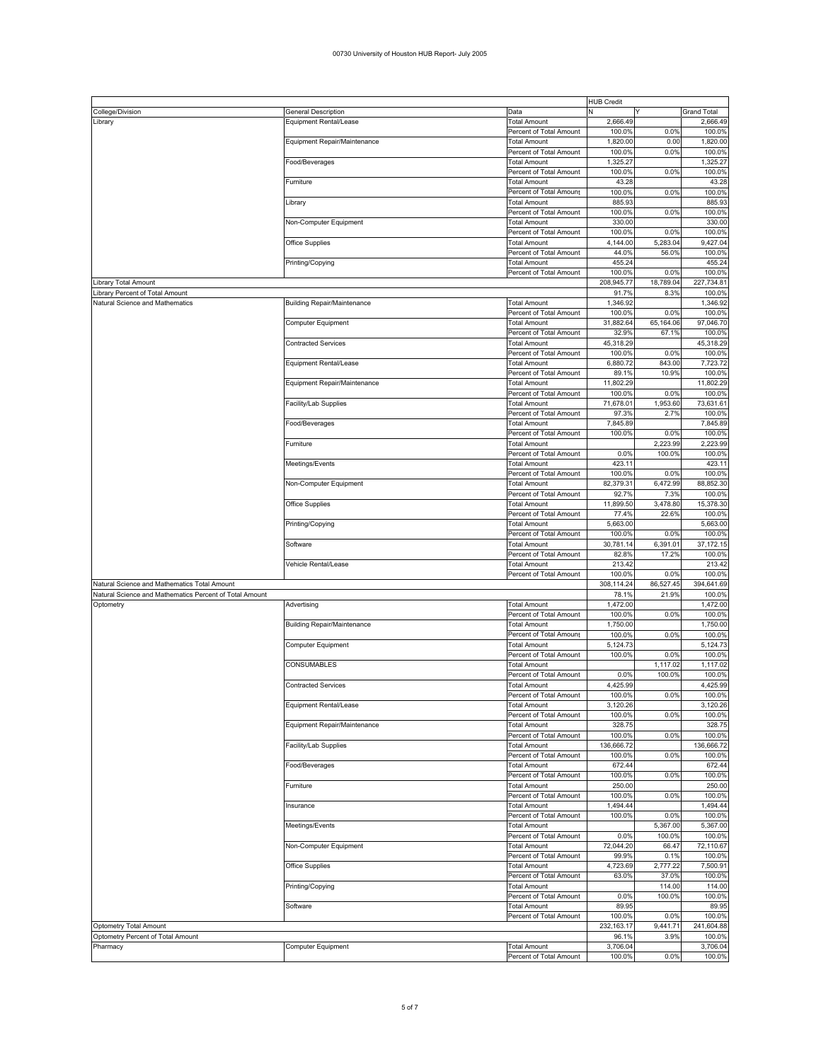00730 University of Houston HUB Report- July 2005

| | | | HUB Credit | | |
|---|---|---|---|---|---|
| College/Division | General Description | Data | N | Y | Grand Total |
| Library | Equipment Rental/Lease | Total Amount | 2,666.49 | | 2,666.49 |
| | | Percent of Total Amount | 100.0% | 0.0% | 100.0% |
| | Equipment Repair/Maintenance | Total Amount | 1,820.00 | 0.00 | 1,820.00 |
| | | Percent of Total Amount | 100.0% | 0.0% | 100.0% |
| | Food/Beverages | Total Amount | 1,325.27 | | 1,325.27 |
| | | Percent of Total Amount | 100.0% | 0.0% | 100.0% |
| | Furniture | Total Amount | 43.28 | | 43.28 |
| | | Percent of Total Amount | 100.0% | 0.0% | 100.0% |
| | Library | Total Amount | 885.93 | | 885.93 |
| | | Percent of Total Amount | 100.0% | 0.0% | 100.0% |
| | Non-Computer Equipment | Total Amount | 330.00 | | 330.00 |
| | | Percent of Total Amount | 100.0% | 0.0% | 100.0% |
| | Office Supplies | Total Amount | 4,144.00 | 5,283.04 | 9,427.04 |
| | | Percent of Total Amount | 44.0% | 56.0% | 100.0% |
| | Printing/Copying | Total Amount | 455.24 | | 455.24 |
| | | Percent of Total Amount | 100.0% | 0.0% | 100.0% |
| Library Total Amount | | | 208,945.77 | 18,789.04 | 227,734.81 |
| Library Percent of Total Amount | | | 91.7% | 8.3% | 100.0% |
| Natural Science and Mathematics | Building Repair/Maintenance | Total Amount | 1,346.92 | | 1,346.92 |
| | | Percent of Total Amount | 100.0% | 0.0% | 100.0% |
| | Computer Equipment | Total Amount | 31,882.64 | 65,164.06 | 97,046.70 |
| | | Percent of Total Amount | 32.9% | 67.1% | 100.0% |
| | Contracted Services | Total Amount | 45,318.29 | | 45,318.29 |
| | | Percent of Total Amount | 100.0% | 0.0% | 100.0% |
| | Equipment Rental/Lease | Total Amount | 6,880.72 | 843.00 | 7,723.72 |
| | | Percent of Total Amount | 89.1% | 10.9% | 100.0% |
| | Equipment Repair/Maintenance | Total Amount | 11,802.29 | | 11,802.29 |
| | | Percent of Total Amount | 100.0% | 0.0% | 100.0% |
| | Facility/Lab Supplies | Total Amount | 71,678.01 | 1,953.60 | 73,631.61 |
| | | Percent of Total Amount | 97.3% | 2.7% | 100.0% |
| | Food/Beverages | Total Amount | 7,845.89 | | 7,845.89 |
| | | Percent of Total Amount | 100.0% | 0.0% | 100.0% |
| | Furniture | Total Amount | | 2,223.99 | 2,223.99 |
| | | Percent of Total Amount | 0.0% | 100.0% | 100.0% |
| | Meetings/Events | Total Amount | 423.11 | | 423.11 |
| | | Percent of Total Amount | 100.0% | 0.0% | 100.0% |
| | Non-Computer Equipment | Total Amount | 82,379.31 | 6,472.99 | 88,852.30 |
| | | Percent of Total Amount | 92.7% | 7.3% | 100.0% |
| | Office Supplies | Total Amount | 11,899.50 | 3,478.80 | 15,378.30 |
| | | Percent of Total Amount | 77.4% | 22.6% | 100.0% |
| | Printing/Copying | Total Amount | 5,663.00 | | 5,663.00 |
| | | Percent of Total Amount | 100.0% | 0.0% | 100.0% |
| | Software | Total Amount | 30,781.14 | 6,391.01 | 37,172.15 |
| | | Percent of Total Amount | 82.8% | 17.2% | 100.0% |
| | Vehicle Rental/Lease | Total Amount | 213.42 | | 213.42 |
| | | Percent of Total Amount | 100.0% | 0.0% | 100.0% |
| Natural Science and Mathematics Total Amount | | | 308,114.24 | 86,527.45 | 394,641.69 |
| Natural Science and Mathematics Percent of Total Amount | | | 78.1% | 21.9% | 100.0% |
| Optometry | Advertising | Total Amount | 1,472.00 | | 1,472.00 |
| | | Percent of Total Amount | 100.0% | 0.0% | 100.0% |
| | Building Repair/Maintenance | Total Amount | 1,750.00 | | 1,750.00 |
| | | Percent of Total Amount | 100.0% | 0.0% | 100.0% |
| | Computer Equipment | Total Amount | 5,124.73 | | 5,124.73 |
| | | Percent of Total Amount | 100.0% | 0.0% | 100.0% |
| | CONSUMABLES | Total Amount | | 1,117.02 | 1,117.02 |
| | | Percent of Total Amount | 0.0% | 100.0% | 100.0% |
| | Contracted Services | Total Amount | 4,425.99 | | 4,425.99 |
| | | Percent of Total Amount | 100.0% | 0.0% | 100.0% |
| | Equipment Rental/Lease | Total Amount | 3,120.26 | | 3,120.26 |
| | | Percent of Total Amount | 100.0% | 0.0% | 100.0% |
| | Equipment Repair/Maintenance | Total Amount | 328.75 | | 328.75 |
| | | Percent of Total Amount | 100.0% | 0.0% | 100.0% |
| | Facility/Lab Supplies | Total Amount | 136,666.72 | | 136,666.72 |
| | | Percent of Total Amount | 100.0% | 0.0% | 100.0% |
| | Food/Beverages | Total Amount | 672.44 | | 672.44 |
| | | Percent of Total Amount | 100.0% | 0.0% | 100.0% |
| | Furniture | Total Amount | 250.00 | | 250.00 |
| | | Percent of Total Amount | 100.0% | 0.0% | 100.0% |
| | Insurance | Total Amount | 1,494.44 | | 1,494.44 |
| | | Percent of Total Amount | 100.0% | 0.0% | 100.0% |
| | Meetings/Events | Total Amount | | 5,367.00 | 5,367.00 |
| | | Percent of Total Amount | 0.0% | 100.0% | 100.0% |
| | Non-Computer Equipment | Total Amount | 72,044.20 | 66.47 | 72,110.67 |
| | | Percent of Total Amount | 99.9% | 0.1% | 100.0% |
| | Office Supplies | Total Amount | 4,723.69 | 2,777.22 | 7,500.91 |
| | | Percent of Total Amount | 63.0% | 37.0% | 100.0% |
| | Printing/Copying | Total Amount | | 114.00 | 114.00 |
| | | Percent of Total Amount | 0.0% | 100.0% | 100.0% |
| | Software | Total Amount | 89.95 | | 89.95 |
| | | Percent of Total Amount | 100.0% | 0.0% | 100.0% |
| Optometry Total Amount | | | 232,163.17 | 9,441.71 | 241,604.88 |
| Optometry Percent of Total Amount | | | 96.1% | 3.9% | 100.0% |
| Pharmacy | Computer Equipment | Total Amount | 3,706.04 | | 3,706.04 |
| | | Percent of Total Amount | 100.0% | 0.0% | 100.0% |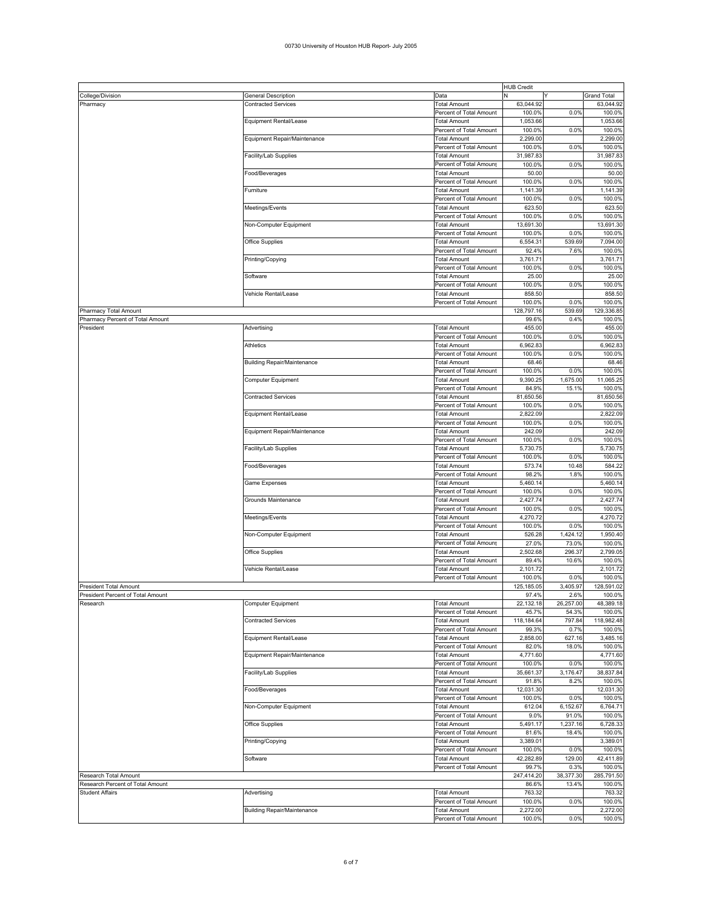# 00730 University of Houston HUB Report- July 2005

| | | | HUB Credit | | |
|---|---|---|---|---|---|
| College/Division | General Description | Data | N | Y | Grand Total |
| Pharmacy | Contracted Services | Total Amount | 63,044.92 | | 63,044.92 |
| | | Percent of Total Amount | 100.0% | 0.0% | 100.0% |
| | Equipment Rental/Lease | Total Amount | 1,053.66 | | 1,053.66 |
| | | Percent of Total Amount | 100.0% | 0.0% | 100.0% |
| | Equipment Repair/Maintenance | Total Amount | 2,299.00 | | 2,299.00 |
| | | Percent of Total Amount | 100.0% | 0.0% | 100.0% |
| | Facility/Lab Supplies | Total Amount | 31,987.83 | | 31,987.83 |
| | | Percent of Total Amount | 100.0% | 0.0% | 100.0% |
| | Food/Beverages | Total Amount | 50.00 | | 50.00 |
| | | Percent of Total Amount | 100.0% | 0.0% | 100.0% |
| | Furniture | Total Amount | 1,141.39 | | 1,141.39 |
| | | Percent of Total Amount | 100.0% | 0.0% | 100.0% |
| | Meetings/Events | Total Amount | 623.50 | | 623.50 |
| | | Percent of Total Amount | 100.0% | 0.0% | 100.0% |
| | Non-Computer Equipment | Total Amount | 13,691.30 | | 13,691.30 |
| | | Percent of Total Amount | 100.0% | 0.0% | 100.0% |
| | Office Supplies | Total Amount | 6,554.31 | 539.69 | 7,094.00 |
| | | Percent of Total Amount | 92.4% | 7.6% | 100.0% |
| | Printing/Copying | Total Amount | 3,761.71 | | 3,761.71 |
| | | Percent of Total Amount | 100.0% | 0.0% | 100.0% |
| | Software | Total Amount | 25.00 | | 25.00 |
| | | Percent of Total Amount | 100.0% | 0.0% | 100.0% |
| | Vehicle Rental/Lease | Total Amount | 858.50 | | 858.50 |
| | | Percent of Total Amount | 100.0% | 0.0% | 100.0% |
| Pharmacy Total Amount | | | 128,797.16 | 539.69 | 129,336.85 |
| Pharmacy Percent of Total Amount | | | 99.6% | 0.4% | 100.0% |
| President | Advertising | Total Amount | 455.00 | | 455.00 |
| | | Percent of Total Amount | 100.0% | 0.0% | 100.0% |
| | Athletics | Total Amount | 6,962.83 | | 6,962.83 |
| | | Percent of Total Amount | 100.0% | 0.0% | 100.0% |
| | Building Repair/Maintenance | Total Amount | 68.46 | | 68.46 |
| | | Percent of Total Amount | 100.0% | 0.0% | 100.0% |
| | Computer Equipment | Total Amount | 9,390.25 | 1,675.00 | 11,065.25 |
| | | Percent of Total Amount | 84.9% | 15.1% | 100.0% |
| | Contracted Services | Total Amount | 81,650.56 | | 81,650.56 |
| | | Percent of Total Amount | 100.0% | 0.0% | 100.0% |
| | Equipment Rental/Lease | Total Amount | 2,822.09 | | 2,822.09 |
| | | Percent of Total Amount | 100.0% | 0.0% | 100.0% |
| | Equipment Repair/Maintenance | Total Amount | 242.09 | | 242.09 |
| | | Percent of Total Amount | 100.0% | 0.0% | 100.0% |
| | Facility/Lab Supplies | Total Amount | 5,730.75 | | 5,730.75 |
| | | Percent of Total Amount | 100.0% | 0.0% | 100.0% |
| | Food/Beverages | Total Amount | 573.74 | 10.48 | 584.22 |
| | | Percent of Total Amount | 98.2% | 1.8% | 100.0% |
| | Game Expenses | Total Amount | 5,460.14 | | 5,460.14 |
| | | Percent of Total Amount | 100.0% | 0.0% | 100.0% |
| | Grounds Maintenance | Total Amount | 2,427.74 | | 2,427.74 |
| | | Percent of Total Amount | 100.0% | 0.0% | 100.0% |
| | Meetings/Events | Total Amount | 4,270.72 | | 4,270.72 |
| | | Percent of Total Amount | 100.0% | 0.0% | 100.0% |
| | Non-Computer Equipment | Total Amount | 526.28 | 1,424.12 | 1,950.40 |
| | | Percent of Total Amount | 27.0% | 73.0% | 100.0% |
| | Office Supplies | Total Amount | 2,502.68 | 296.37 | 2,799.05 |
| | | Percent of Total Amount | 89.4% | 10.6% | 100.0% |
| | Vehicle Rental/Lease | Total Amount | 2,101.72 | | 2,101.72 |
| | | Percent of Total Amount | 100.0% | 0.0% | 100.0% |
| President Total Amount | | | 125,185.05 | 3,405.97 | 128,591.02 |
| President Percent of Total Amount | | | 97.4% | 2.6% | 100.0% |
| Research | Computer Equipment | Total Amount | 22,132.18 | 26,257.00 | 48,389.18 |
| | | Percent of Total Amount | 45.7% | 54.3% | 100.0% |
| | Contracted Services | Total Amount | 118,184.64 | 797.84 | 118,982.48 |
| | | Percent of Total Amount | 99.3% | 0.7% | 100.0% |
| | Equipment Rental/Lease | Total Amount | 2,858.00 | 627.16 | 3,485.16 |
| | | Percent of Total Amount | 82.0% | 18.0% | 100.0% |
| | Equipment Repair/Maintenance | Total Amount | 4,771.60 | | 4,771.60 |
| | | Percent of Total Amount | 100.0% | 0.0% | 100.0% |
| | Facility/Lab Supplies | Total Amount | 35,661.37 | 3,176.47 | 38,837.84 |
| | | Percent of Total Amount | 91.8% | 8.2% | 100.0% |
| | Food/Beverages | Total Amount | 12,031.30 | | 12,031.30 |
| | | Percent of Total Amount | 100.0% | 0.0% | 100.0% |
| | Non-Computer Equipment | Total Amount | 612.04 | 6,152.67 | 6,764.71 |
| | | Percent of Total Amount | 9.0% | 91.0% | 100.0% |
| | Office Supplies | Total Amount | 5,491.17 | 1,237.16 | 6,728.33 |
| | | Percent of Total Amount | 81.6% | 18.4% | 100.0% |
| | Printing/Copying | Total Amount | 3,389.01 | | 3,389.01 |
| | | Percent of Total Amount | 100.0% | 0.0% | 100.0% |
| | Software | Total Amount | 42,282.89 | 129.00 | 42,411.89 |
| | | Percent of Total Amount | 99.7% | 0.3% | 100.0% |
| Research Total Amount | | | 247,414.20 | 38,377.30 | 285,791.50 |
| Research Percent of Total Amount | | | 86.6% | 13.4% | 100.0% |
| Student Affairs | Advertising | Total Amount | 763.32 | | 763.32 |
| | | Percent of Total Amount | 100.0% | 0.0% | 100.0% |
| | Building Repair/Maintenance | Total Amount | 2,272.00 | | 2,272.00 |
| | | Percent of Total Amount | 100.0% | 0.0% | 100.0% |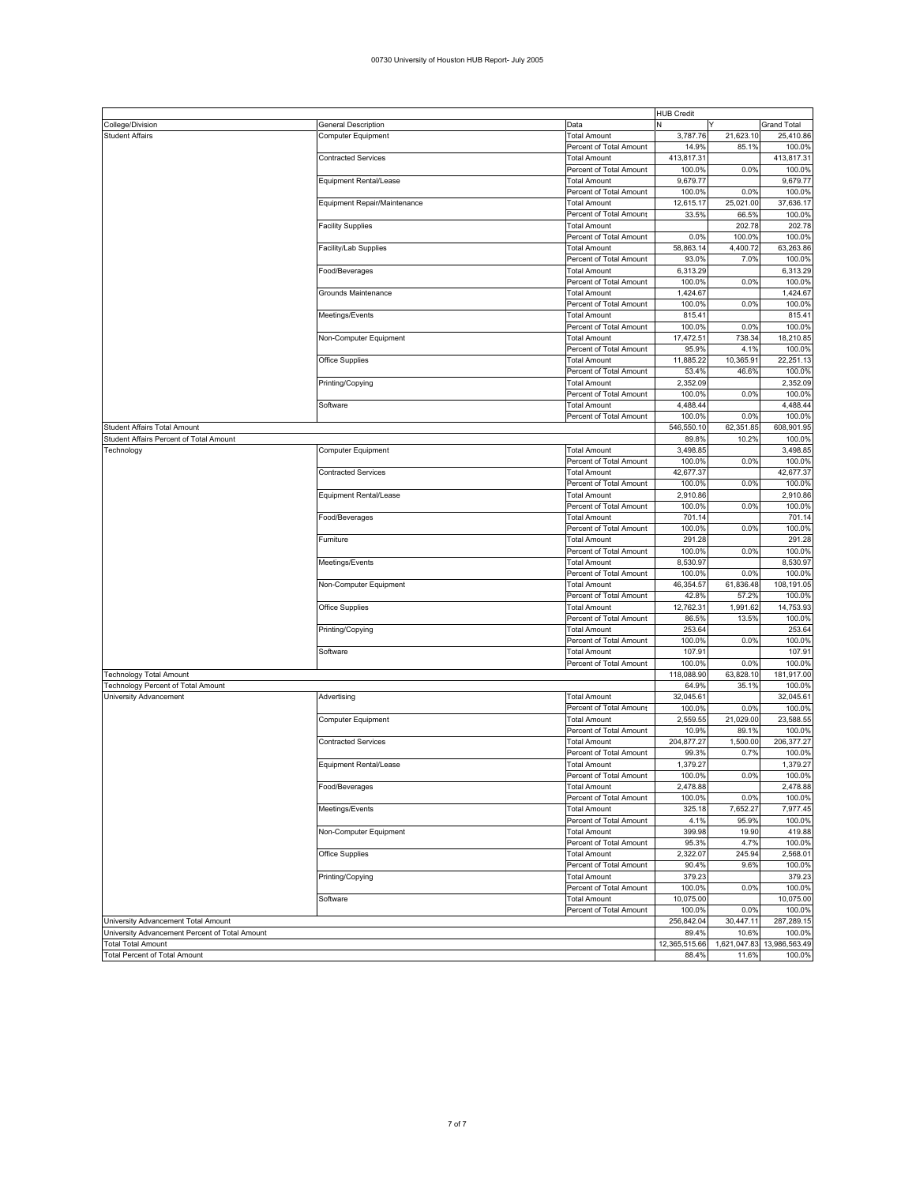# 00730 University of Houston HUB Report- July 2005

| | | | HUB Credit | | |
|---|---|---|---|---|---|
| College/Division | General Description | Data | N | Y | Grand Total |
| Student Affairs | Computer Equipment | Total Amount | 3,787.76 | 21,623.10 | 25,410.86 |
| | | Percent of Total Amount | 14.9% | 85.1% | 100.0% |
| | Contracted Services | Total Amount | 413,817.31 | | 413,817.31 |
| | | Percent of Total Amount | 100.0% | 0.0% | 100.0% |
| | Equipment Rental/Lease | Total Amount | 9,679.77 | | 9,679.77 |
| | | Percent of Total Amount | 100.0% | 0.0% | 100.0% |
| | Equipment Repair/Maintenance | Total Amount | 12,615.17 | 25,021.00 | 37,636.17 |
| | | Percent of Total Amount | 33.5% | 66.5% | 100.0% |
| | Facility Supplies | Total Amount | | 202.78 | 202.78 |
| | | Percent of Total Amount | 0.0% | 100.0% | 100.0% |
| | Facility/Lab Supplies | Total Amount | 58,863.14 | 4,400.72 | 63,263.86 |
| | | Percent of Total Amount | 93.0% | 7.0% | 100.0% |
| | Food/Beverages | Total Amount | 6,313.29 | | 6,313.29 |
| | | Percent of Total Amount | 100.0% | 0.0% | 100.0% |
| | Grounds Maintenance | Total Amount | 1,424.67 | | 1,424.67 |
| | | Percent of Total Amount | 100.0% | 0.0% | 100.0% |
| | Meetings/Events | Total Amount | 815.41 | | 815.41 |
| | | Percent of Total Amount | 100.0% | 0.0% | 100.0% |
| | Non-Computer Equipment | Total Amount | 17,472.51 | 738.34 | 18,210.85 |
| | | Percent of Total Amount | 95.9% | 4.1% | 100.0% |
| | Office Supplies | Total Amount | 11,885.22 | 10,365.91 | 22,251.13 |
| | | Percent of Total Amount | 53.4% | 46.6% | 100.0% |
| | Printing/Copying | Total Amount | 2,352.09 | | 2,352.09 |
| | | Percent of Total Amount | 100.0% | 0.0% | 100.0% |
| | Software | Total Amount | 4,488.44 | | 4,488.44 |
| | | Percent of Total Amount | 100.0% | 0.0% | 100.0% |
| Student Affairs Total Amount | | | 546,550.10 | 62,351.85 | 608,901.95 |
| Student Affairs Percent of Total Amount | | | 89.8% | 10.2% | 100.0% |
| Technology | Computer Equipment | Total Amount | 3,498.85 | | 3,498.85 |
| | | Percent of Total Amount | 100.0% | 0.0% | 100.0% |
| | Contracted Services | Total Amount | 42,677.37 | | 42,677.37 |
| | | Percent of Total Amount | 100.0% | 0.0% | 100.0% |
| | Equipment Rental/Lease | Total Amount | 2,910.86 | | 2,910.86 |
| | | Percent of Total Amount | 100.0% | 0.0% | 100.0% |
| | Food/Beverages | Total Amount | 701.14 | | 701.14 |
| | | Percent of Total Amount | 100.0% | 0.0% | 100.0% |
| | Furniture | Total Amount | 291.28 | | 291.28 |
| | | Percent of Total Amount | 100.0% | 0.0% | 100.0% |
| | Meetings/Events | Total Amount | 8,530.97 | | 8,530.97 |
| | | Percent of Total Amount | 100.0% | 0.0% | 100.0% |
| | Non-Computer Equipment | Total Amount | 46,354.57 | 61,836.48 | 108,191.05 |
| | | Percent of Total Amount | 42.8% | 57.2% | 100.0% |
| | Office Supplies | Total Amount | 12,762.31 | 1,991.62 | 14,753.93 |
| | | Percent of Total Amount | 86.5% | 13.5% | 100.0% |
| | Printing/Copying | Total Amount | 253.64 | | 253.64 |
| | | Percent of Total Amount | 100.0% | 0.0% | 100.0% |
| | Software | Total Amount | 107.91 | | 107.91 |
| | | Percent of Total Amount | 100.0% | 0.0% | 100.0% |
| Technology Total Amount | | | 118,088.90 | 63,828.10 | 181,917.00 |
| Technology Percent of Total Amount | | | 64.9% | 35.1% | 100.0% |
| University Advancement | Advertising | Total Amount | 32,045.61 | | 32,045.61 |
| | | Percent of Total Amount | 100.0% | 0.0% | 100.0% |
| | Computer Equipment | Total Amount | 2,559.55 | 21,029.00 | 23,588.55 |
| | | Percent of Total Amount | 10.9% | 89.1% | 100.0% |
| | Contracted Services | Total Amount | 204,877.27 | 1,500.00 | 206,377.27 |
| | | Percent of Total Amount | 99.3% | 0.7% | 100.0% |
| | Equipment Rental/Lease | Total Amount | 1,379.27 | | 1,379.27 |
| | | Percent of Total Amount | 100.0% | 0.0% | 100.0% |
| | Food/Beverages | Total Amount | 2,478.88 | | 2,478.88 |
| | | Percent of Total Amount | 100.0% | 0.0% | 100.0% |
| | Meetings/Events | Total Amount | 325.18 | 7,652.27 | 7,977.45 |
| | | Percent of Total Amount | 4.1% | 95.9% | 100.0% |
| | Non-Computer Equipment | Total Amount | 399.98 | 19.90 | 419.88 |
| | | Percent of Total Amount | 95.3% | 4.7% | 100.0% |
| | Office Supplies | Total Amount | 2,322.07 | 245.94 | 2,568.01 |
| | | Percent of Total Amount | 90.4% | 9.6% | 100.0% |
| | Printing/Copying | Total Amount | 379.23 | | 379.23 |
| | | Percent of Total Amount | 100.0% | 0.0% | 100.0% |
| | Software | Total Amount | 10,075.00 | | 10,075.00 |
| | | Percent of Total Amount | 100.0% | 0.0% | 100.0% |
| University Advancement Total Amount | | | 256,842.04 | 30,447.11 | 287,289.15 |
| University Advancement Percent of Total Amount | | | 89.4% | 10.6% | 100.0% |
| Total Total Amount | | | 12,365,515.66 | 1,621,047.83 | 13,986,563.49 |
| Total Percent of Total Amount | | | 88.4% | 11.6% | 100.0% |